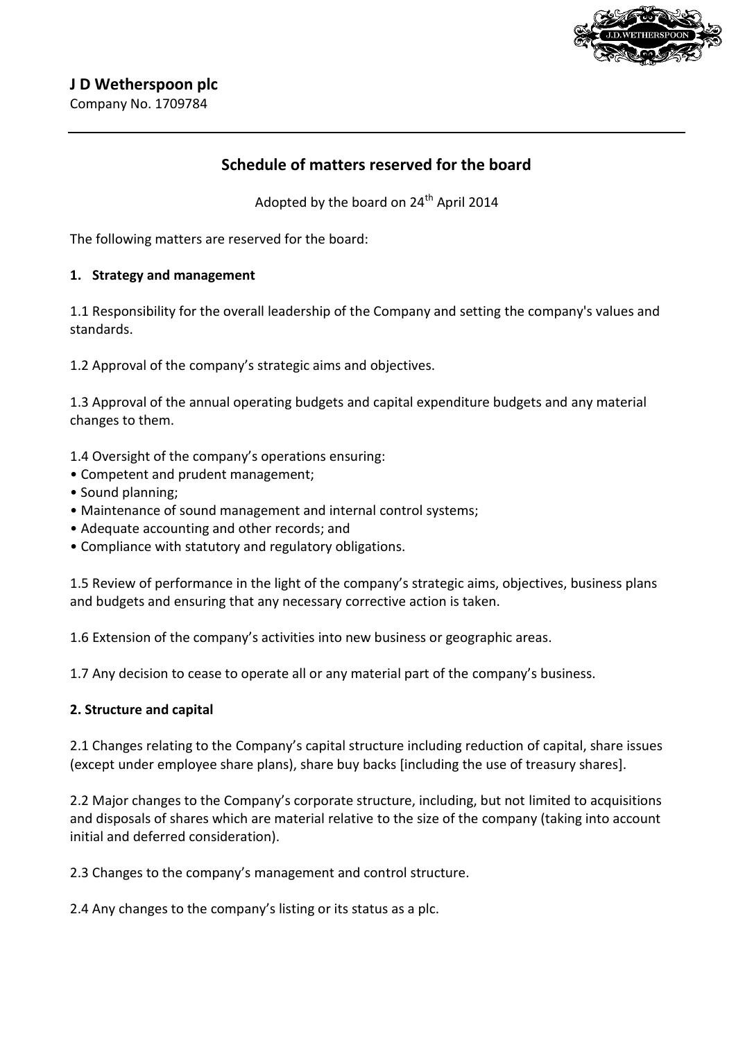# J D Wetherspoon plc

Company No. 1709784

---

## Schedule of matters reserved for the board

Adopted by the board on 24th April 2014

The following matters are reserved for the board:

### 1. Strategy and management

1.1 Responsibility for the overall leadership of the Company and setting the company's values and standards.

1.2 Approval of the company's strategic aims and objectives.

1.3 Approval of the annual operating budgets and capital expenditure budgets and any material changes to them.

1.4 Oversight of the company's operations ensuring:
- Competent and prudent management;
- Sound planning;
- Maintenance of sound management and internal control systems;
- Adequate accounting and other records; and
- Compliance with statutory and regulatory obligations.

1.5 Review of performance in the light of the company's strategic aims, objectives, business plans and budgets and ensuring that any necessary corrective action is taken.

1.6 Extension of the company's activities into new business or geographic areas.

1.7 Any decision to cease to operate all or any material part of the company's business.

### 2. Structure and capital

2.1 Changes relating to the Company's capital structure including reduction of capital, share issues (except under employee share plans), share buy backs [including the use of treasury shares].

2.2 Major changes to the Company's corporate structure, including, but not limited to acquisitions and disposals of shares which are material relative to the size of the company (taking into account initial and deferred consideration).

2.3 Changes to the company's management and control structure.

2.4 Any changes to the company's listing or its status as a plc.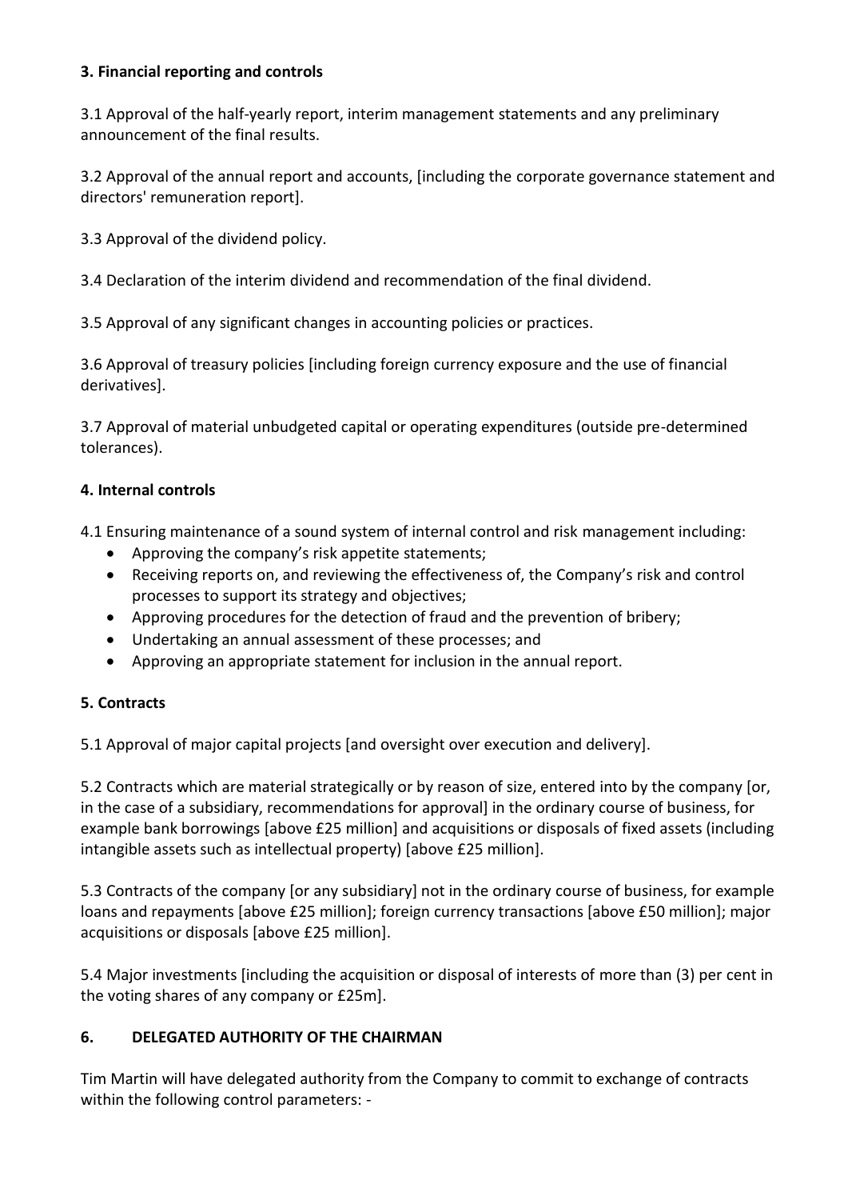**3. Financial reporting and controls**

3.1 Approval of the half-yearly report, interim management statements and any preliminary announcement of the final results.

3.2 Approval of the annual report and accounts, [including the corporate governance statement and directors' remuneration report].

3.3 Approval of the dividend policy.

3.4 Declaration of the interim dividend and recommendation of the final dividend.

3.5 Approval of any significant changes in accounting policies or practices.

3.6 Approval of treasury policies [including foreign currency exposure and the use of financial derivatives].

3.7 Approval of material unbudgeted capital or operating expenditures (outside pre-determined tolerances).

**4. Internal controls**

4.1 Ensuring maintenance of a sound system of internal control and risk management including:

- Approving the company's risk appetite statements;
- Receiving reports on, and reviewing the effectiveness of, the Company's risk and control processes to support its strategy and objectives;
- Approving procedures for the detection of fraud and the prevention of bribery;
- Undertaking an annual assessment of these processes; and
- Approving an appropriate statement for inclusion in the annual report.

**5. Contracts**

5.1 Approval of major capital projects [and oversight over execution and delivery].

5.2 Contracts which are material strategically or by reason of size, entered into by the company [or, in the case of a subsidiary, recommendations for approval] in the ordinary course of business, for example bank borrowings [above £25 million] and acquisitions or disposals of fixed assets (including intangible assets such as intellectual property) [above £25 million].

5.3 Contracts of the company [or any subsidiary] not in the ordinary course of business, for example loans and repayments [above £25 million]; foreign currency transactions [above £50 million]; major acquisitions or disposals [above £25 million].

5.4 Major investments [including the acquisition or disposal of interests of more than (3) per cent in the voting shares of any company or £25m].

**6. DELEGATED AUTHORITY OF THE CHAIRMAN**

Tim Martin will have delegated authority from the Company to commit to exchange of contracts within the following control parameters: -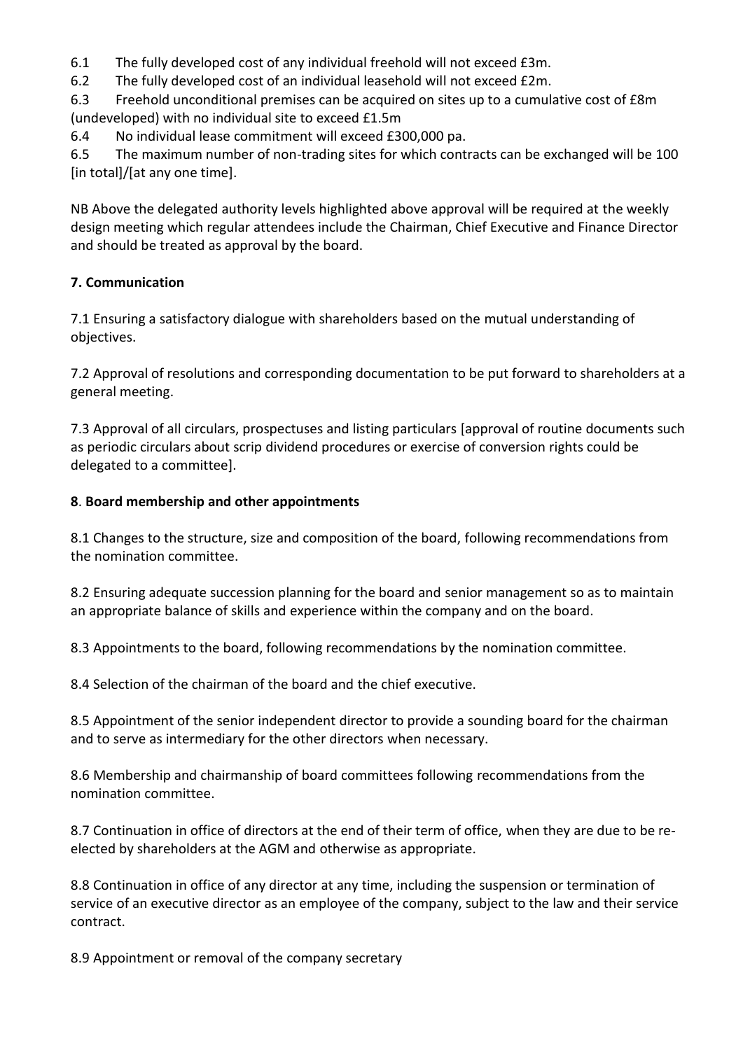6.1 The fully developed cost of any individual freehold will not exceed £3m.

6.2 The fully developed cost of an individual leasehold will not exceed £2m.

6.3 Freehold unconditional premises can be acquired on sites up to a cumulative cost of £8m (undeveloped) with no individual site to exceed £1.5m

6.4 No individual lease commitment will exceed £300,000 pa.

6.5 The maximum number of non-trading sites for which contracts can be exchanged will be 100 [in total]/[at any one time].

NB Above the delegated authority levels highlighted above approval will be required at the weekly design meeting which regular attendees include the Chairman, Chief Executive and Finance Director and should be treated as approval by the board.

## 7. Communication

7.1 Ensuring a satisfactory dialogue with shareholders based on the mutual understanding of objectives.

7.2 Approval of resolutions and corresponding documentation to be put forward to shareholders at a general meeting.

7.3 Approval of all circulars, prospectuses and listing particulars [approval of routine documents such as periodic circulars about scrip dividend procedures or exercise of conversion rights could be delegated to a committee].

## 8. Board membership and other appointments

8.1 Changes to the structure, size and composition of the board, following recommendations from the nomination committee.

8.2 Ensuring adequate succession planning for the board and senior management so as to maintain an appropriate balance of skills and experience within the company and on the board.

8.3 Appointments to the board, following recommendations by the nomination committee.

8.4 Selection of the chairman of the board and the chief executive.

8.5 Appointment of the senior independent director to provide a sounding board for the chairman and to serve as intermediary for the other directors when necessary.

8.6 Membership and chairmanship of board committees following recommendations from the nomination committee.

8.7 Continuation in office of directors at the end of their term of office, when they are due to be re-elected by shareholders at the AGM and otherwise as appropriate.

8.8 Continuation in office of any director at any time, including the suspension or termination of service of an executive director as an employee of the company, subject to the law and their service contract.

8.9 Appointment or removal of the company secretary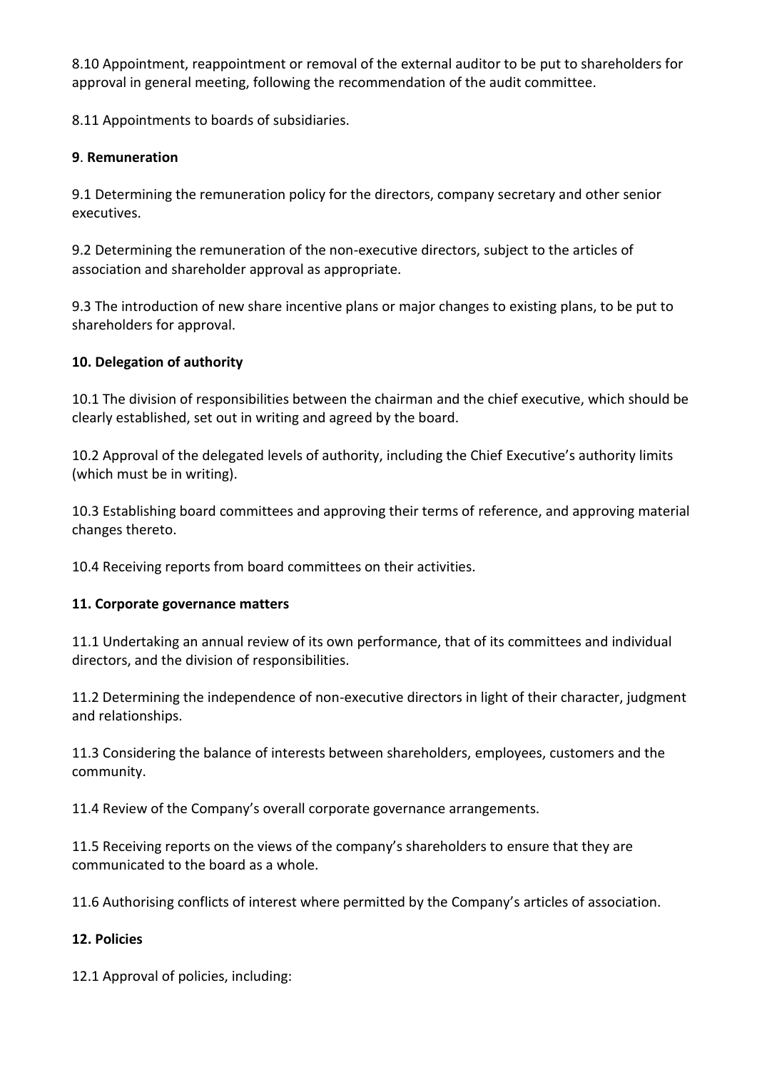8.10 Appointment, reappointment or removal of the external auditor to be put to shareholders for approval in general meeting, following the recommendation of the audit committee.

8.11 Appointments to boards of subsidiaries.

**9**. **Remuneration**

9.1 Determining the remuneration policy for the directors, company secretary and other senior executives.

9.2 Determining the remuneration of the non-executive directors, subject to the articles of association and shareholder approval as appropriate.

9.3 The introduction of new share incentive plans or major changes to existing plans, to be put to shareholders for approval.

**10. Delegation of authority**

10.1 The division of responsibilities between the chairman and the chief executive, which should be clearly established, set out in writing and agreed by the board.

10.2 Approval of the delegated levels of authority, including the Chief Executive's authority limits (which must be in writing).

10.3 Establishing board committees and approving their terms of reference, and approving material changes thereto.

10.4 Receiving reports from board committees on their activities.

**11. Corporate governance matters**

11.1 Undertaking an annual review of its own performance, that of its committees and individual directors, and the division of responsibilities.

11.2 Determining the independence of non-executive directors in light of their character, judgment and relationships.

11.3 Considering the balance of interests between shareholders, employees, customers and the community.

11.4 Review of the Company's overall corporate governance arrangements.

11.5 Receiving reports on the views of the company's shareholders to ensure that they are communicated to the board as a whole.

11.6 Authorising conflicts of interest where permitted by the Company's articles of association.

**12. Policies**

12.1 Approval of policies, including: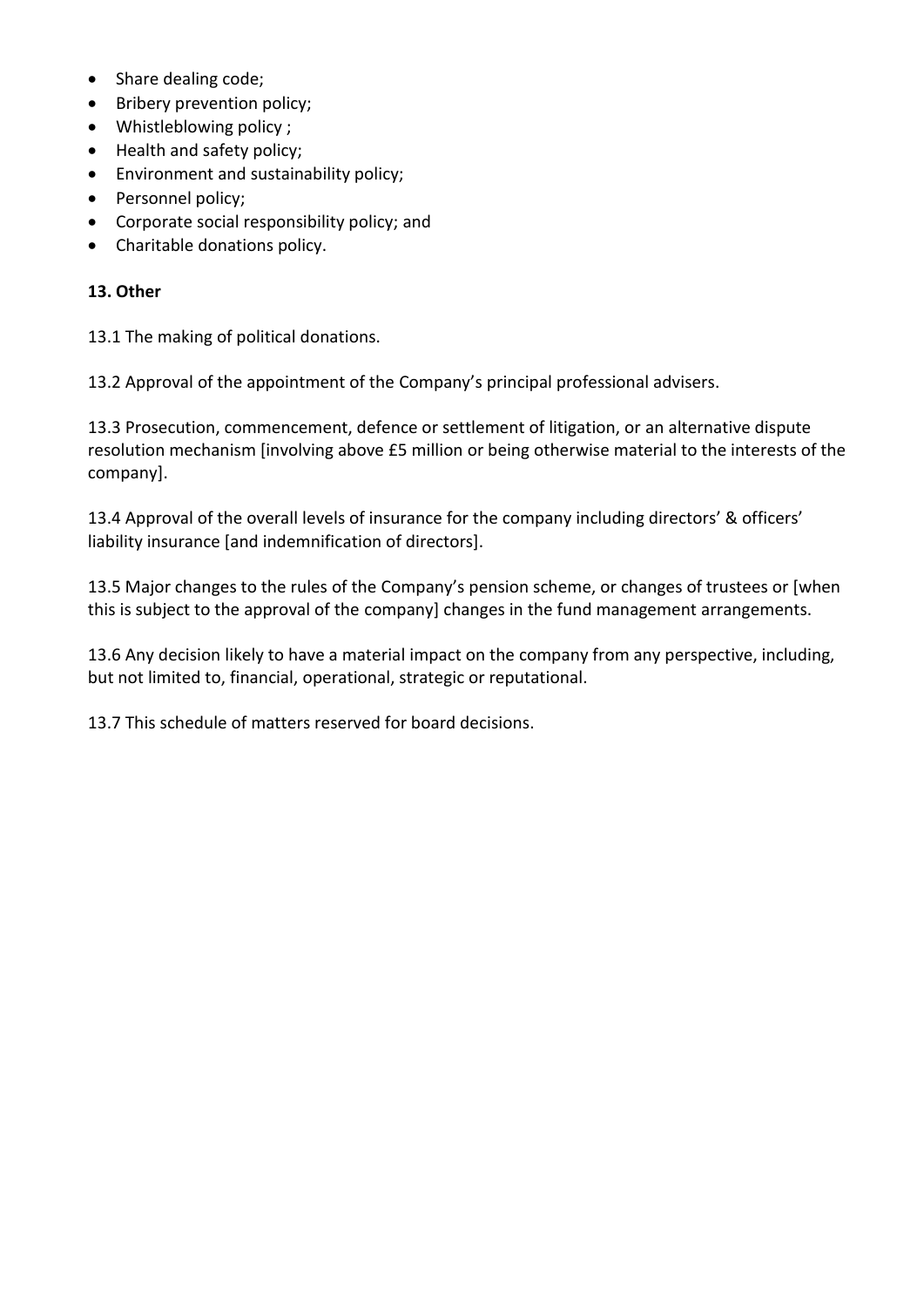- Share dealing code;
- Bribery prevention policy;
- Whistleblowing policy ;
- Health and safety policy;
- Environment and sustainability policy;
- Personnel policy;
- Corporate social responsibility policy; and
- Charitable donations policy.

**13. Other**

13.1 The making of political donations.

13.2 Approval of the appointment of the Company's principal professional advisers.

13.3 Prosecution, commencement, defence or settlement of litigation, or an alternative dispute resolution mechanism [involving above £5 million or being otherwise material to the interests of the company].

13.4 Approval of the overall levels of insurance for the company including directors' & officers' liability insurance [and indemnification of directors].

13.5 Major changes to the rules of the Company's pension scheme, or changes of trustees or [when this is subject to the approval of the company] changes in the fund management arrangements.

13.6 Any decision likely to have a material impact on the company from any perspective, including, but not limited to, financial, operational, strategic or reputational.

13.7 This schedule of matters reserved for board decisions.